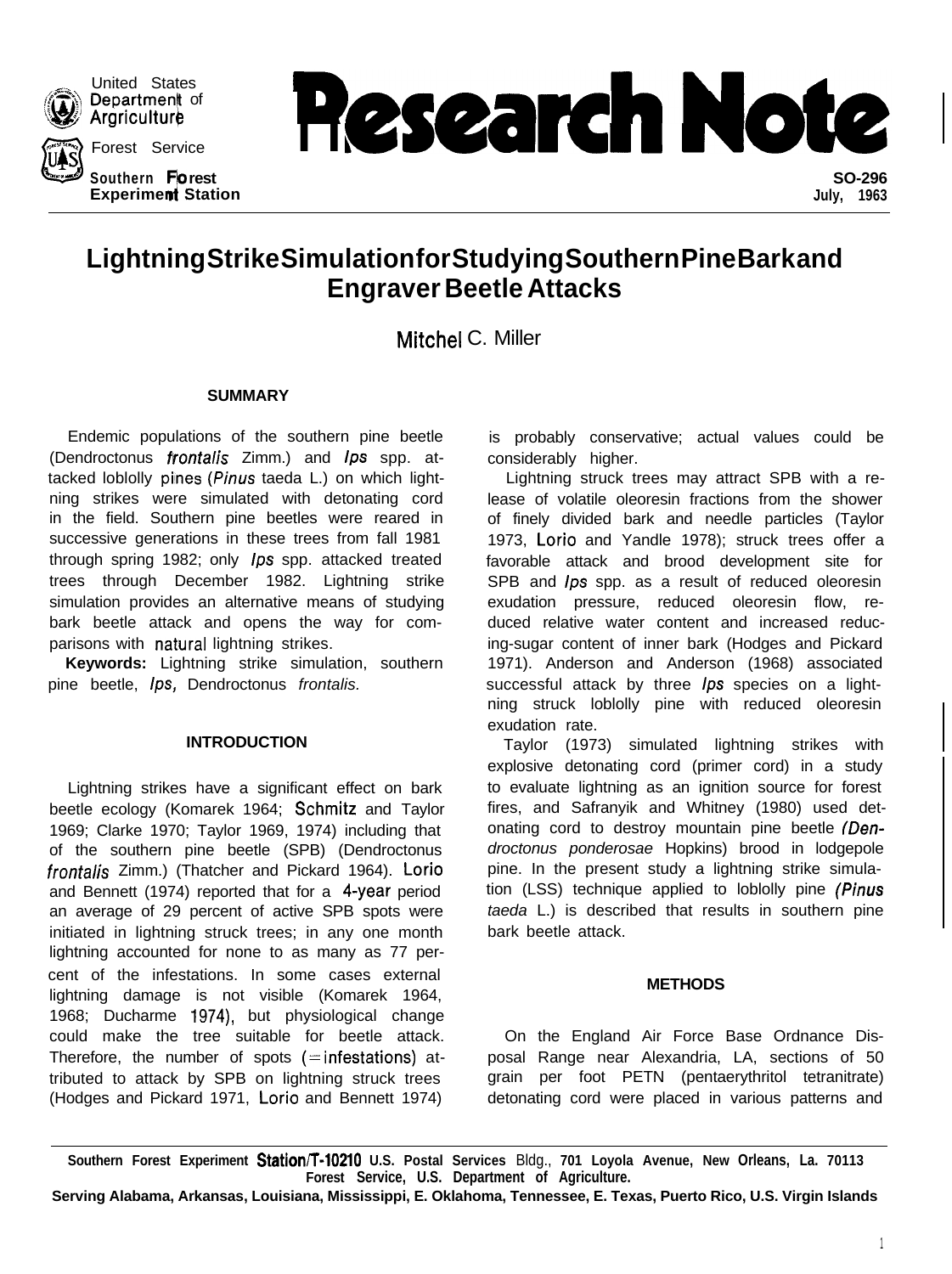United States Department of Agriculture

Forest Service

Southern Forest Experiment Station

# Research Note

SO-296
July, 1963

# Lightning Strike Simulation for Studying Southern Pine Bark and Engraver Beetle Attacks

Mitchel C. Miller

## SUMMARY

Endemic populations of the southern pine beetle (Dendroctonus *frontalis* Zimm.) and *Ips* spp. attacked loblolly pines (*Pinus taeda* L.) on which lightning strikes were simulated with detonating cord in the field. Southern pine beetles were reared in successive generations in these trees from fall 1981 through spring 1982; only *Ips* spp. attacked treated trees through December 1982. Lightning strike simulation provides an alternative means of studying bark beetle attack and opens the way for comparisons with natural lightning strikes.

**Keywords:** Lightning strike simulation, southern pine beetle, *Ips,* Dendroctonus *frontalis.*

## INTRODUCTION

Lightning strikes have a significant effect on bark beetle ecology (Komarek 1964; Schmitz and Taylor 1969; Clarke 1970; Taylor 1969, 1974) including that of the southern pine beetle (SPB) (Dendroctonus *frontalis* Zimm.) (Thatcher and Pickard 1964). Lorio and Bennett (1974) reported that for a 4-year period an average of 29 percent of active SPB spots were initiated in lightning struck trees; in any one month lightning accounted for none to as many as 77 percent of the infestations. In some cases external lightning damage is not visible (Komarek 1964, 1968; Ducharme 1974), but physiological change could make the tree suitable for beetle attack. Therefore, the number of spots (=infestations) attributed to attack by SPB on lightning struck trees (Hodges and Pickard 1971, Lorio and Bennett 1974) is probably conservative; actual values could be considerably higher.

Lightning struck trees may attract SPB with a release of volatile oleoresin fractions from the shower of finely divided bark and needle particles (Taylor 1973, Lorio and Yandle 1978); struck trees offer a favorable attack and brood development site for SPB and *Ips* spp. as a result of reduced oleoresin exudation pressure, reduced oleoresin flow, reduced relative water content and increased reducing-sugar content of inner bark (Hodges and Pickard 1971). Anderson and Anderson (1968) associated successful attack by three *Ips* species on a lightning struck loblolly pine with reduced oleoresin exudation rate.

Taylor (1973) simulated lightning strikes with explosive detonating cord (primer cord) in a study to evaluate lightning as an ignition source for forest fires, and Safranyik and Whitney (1980) used detonating cord to destroy mountain pine beetle (*Dendroctonus ponderosae* Hopkins) brood in lodgepole pine. In the present study a lightning strike simulation (LSS) technique applied to loblolly pine (*Pinus taeda* L.) is described that results in southern pine bark beetle attack.

## METHODS

On the England Air Force Base Ordnance Disposal Range near Alexandria, LA, sections of 50 grain per foot PETN (pentaerythritol tetranitrate) detonating cord were placed in various patterns and

Southern Forest Experiment Station/T-10210 U.S. Postal Services Bldg., 701 Loyola Avenue, New Orleans, La. 70113
Forest Service, U.S. Department of Agriculture.
Serving Alabama, Arkansas, Louisiana, Mississippi, E. Oklahoma, Tennessee, E. Texas, Puerto Rico, U.S. Virgin Islands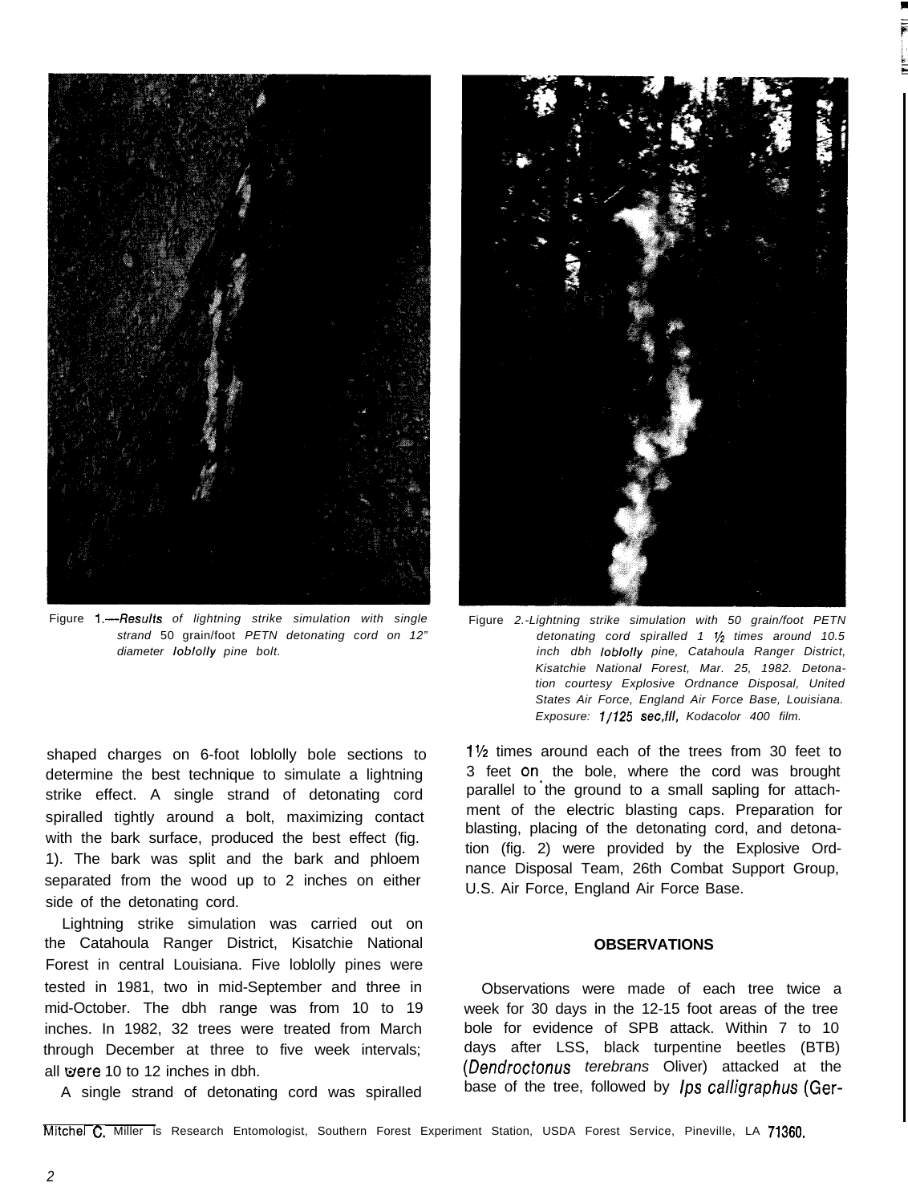Figure 1.—*Results of lightning strike simulation with single strand* 50 grain/foot *PETN detonating cord on 12" diameter loblolly pine bolt.*

Figure *2.-Lightning strike simulation with 50 grain/foot PETN detonating cord spiralled 1 ½ times around 10.5 inch dbh loblolly pine, Catahoula Ranger District, Kisatchie National Forest, Mar. 25, 1982. Detonation courtesy Explosive Ordnance Disposal, United States Air Force, England Air Force Base, Louisiana. Exposure: 1/125 sec,f11, Kodacolor 400 film.*

shaped charges on 6-foot loblolly bole sections to determine the best technique to simulate a lightning strike effect. A single strand of detonating cord spiralled tightly around a bolt, maximizing contact with the bark surface, produced the best effect (fig. 1). The bark was split and the bark and phloem separated from the wood up to 2 inches on either side of the detonating cord.

Lightning strike simulation was carried out on the Catahoula Ranger District, Kisatchie National Forest in central Louisiana. Five loblolly pines were tested in 1981, two in mid-September and three in mid-October. The dbh range was from 10 to 19 inches. In 1982, 32 trees were treated from March through December at three to five week intervals; all were 10 to 12 inches in dbh.

A single strand of detonating cord was spiralled 1½ times around each of the trees from 30 feet to 3 feet on the bole, where the cord was brought parallel to the ground to a small sapling for attachment of the electric blasting caps. Preparation for blasting, placing of the detonating cord, and detonation (fig. 2) were provided by the Explosive Ordnance Disposal Team, 26th Combat Support Group, U.S. Air Force, England Air Force Base.

## OBSERVATIONS

Observations were made of each tree twice a week for 30 days in the 12-15 foot areas of the tree bole for evidence of SPB attack. Within 7 to 10 days after LSS, black turpentine beetles (BTB) (*Dendroctonus terebrans* Oliver) attacked at the base of the tree, followed by *Ips calligraphus* (Ger-

Mitchel C. Miller is Research Entomologist, Southern Forest Experiment Station, USDA Forest Service, Pineville, LA 71360.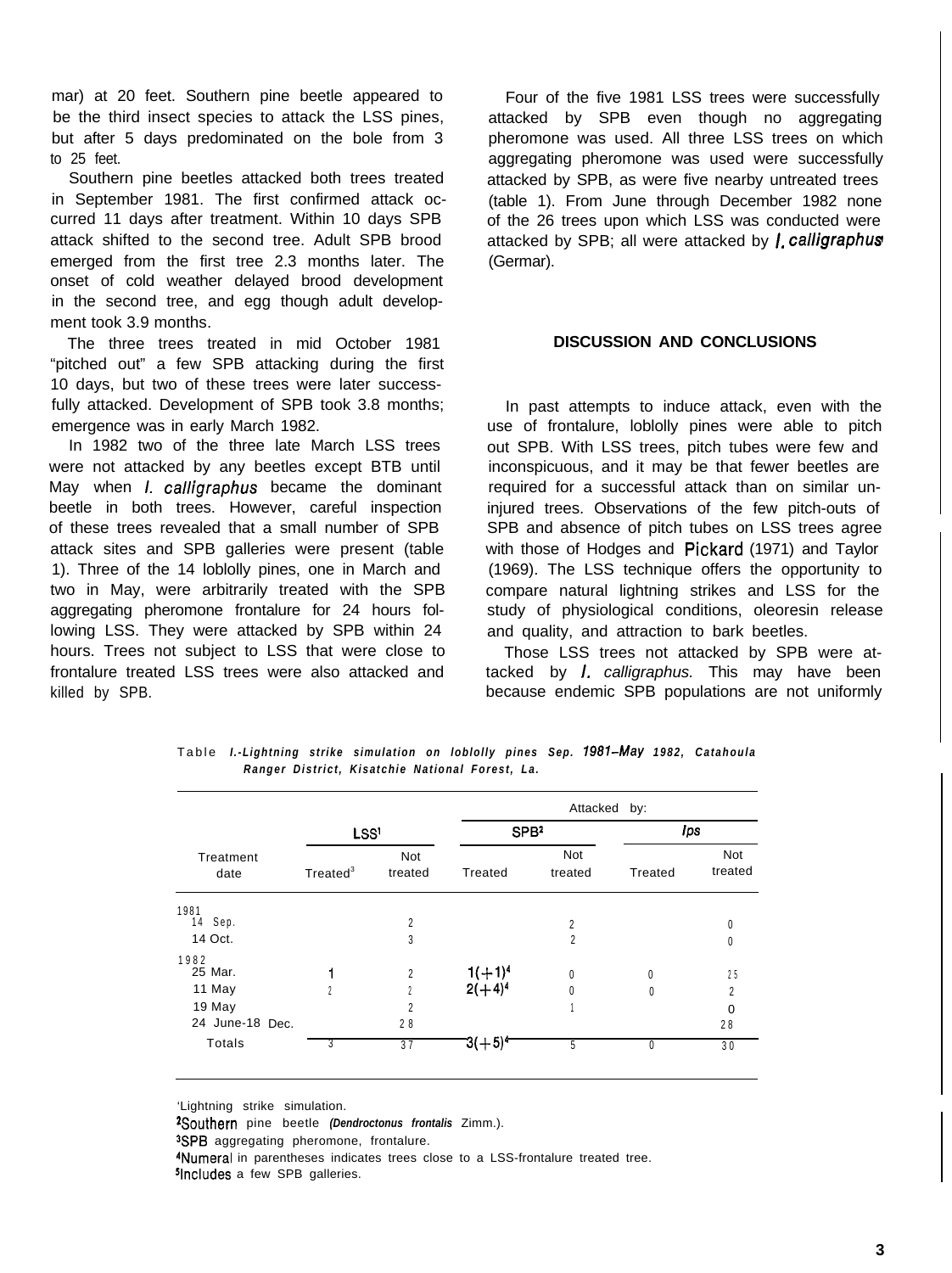mar) at 20 feet. Southern pine beetle appeared to be the third insect species to attack the LSS pines, but after 5 days predominated on the bole from 3 to 25 feet.

Southern pine beetles attacked both trees treated in September 1981. The first confirmed attack occurred 11 days after treatment. Within 10 days SPB attack shifted to the second tree. Adult SPB brood emerged from the first tree 2.3 months later. The onset of cold weather delayed brood development in the second tree, and egg though adult development took 3.9 months.

The three trees treated in mid October 1981 "pitched out" a few SPB attacking during the first 10 days, but two of these trees were later successfully attacked. Development of SPB took 3.8 months; emergence was in early March 1982.

In 1982 two of the three late March LSS trees were not attacked by any beetles except BTB until May when *I. calligraphus* became the dominant beetle in both trees. However, careful inspection of these trees revealed that a small number of SPB attack sites and SPB galleries were present (table 1). Three of the 14 loblolly pines, one in March and two in May, were arbitrarily treated with the SPB aggregating pheromone frontalure for 24 hours following LSS. They were attacked by SPB within 24 hours. Trees not subject to LSS that were close to frontalure treated LSS trees were also attacked and killed by SPB.

Four of the five 1981 LSS trees were successfully attacked by SPB even though no aggregating pheromone was used. All three LSS trees on which aggregating pheromone was used were successfully attacked by SPB, as were five nearby untreated trees (table 1). From June through December 1982 none of the 26 trees upon which LSS was conducted were attacked by SPB; all were attacked by *I. calligraphus* (Germar).

## DISCUSSION AND CONCLUSIONS

In past attempts to induce attack, even with the use of frontalure, loblolly pines were able to pitch out SPB. With LSS trees, pitch tubes were few and inconspicuous, and it may be that fewer beetles are required for a successful attack than on similar uninjured trees. Observations of the few pitch-outs of SPB and absence of pitch tubes on LSS trees agree with those of Hodges and Pickard (1971) and Taylor (1969). The LSS technique offers the opportunity to compare natural lightning strikes and LSS for the study of physiological conditions, oleoresin release and quality, and attraction to bark beetles.

Those LSS trees not attacked by SPB were attacked by *I. calligraphus.* This may have been because endemic SPB populations are not uniformly

Table 1.-*Lightning strike simulation on loblolly pines Sep. 1981–May 1982, Catahoula Ranger District, Kisatchie National Forest, La.*

| Treatment date | LSS[1] | | Attacked by: SPB[2] | | Attacked by: *Ips* | |
|---|---|---|---|---|---|---|
| | Treated[3] | Not treated | Treated | Not treated | Treated | Not treated |
| 1981 | | | | | | |
| 14 Sep. | | 2 | | 2 | | 0 |
| 14 Oct. | | 3 | | 2 | | 0 |
| 1982 | | | | | | |
| 25 Mar. | 1 | 2 | 1(+1)[4] | 0 | 0 | 2[5] |
| 11 May | 2 | 2 | 2(+4)[4] | 0 | 0 | 2 |
| 19 May | | 2 | | 1 | | 0 |
| 24 June-18 Dec. | | 28 | | | | 28 |
| Totals | 3 | 37 | 3(+5)[4] | 5 | 0 | 30 |

[1]Lightning strike simulation.
[2]Southern pine beetle (*Dendroctonus frontalis* Zimm.).
[3]SPB aggregating pheromone, frontalure.
[4]Numeral in parentheses indicates trees close to a LSS-frontalure treated tree.
[5]Includes a few SPB galleries.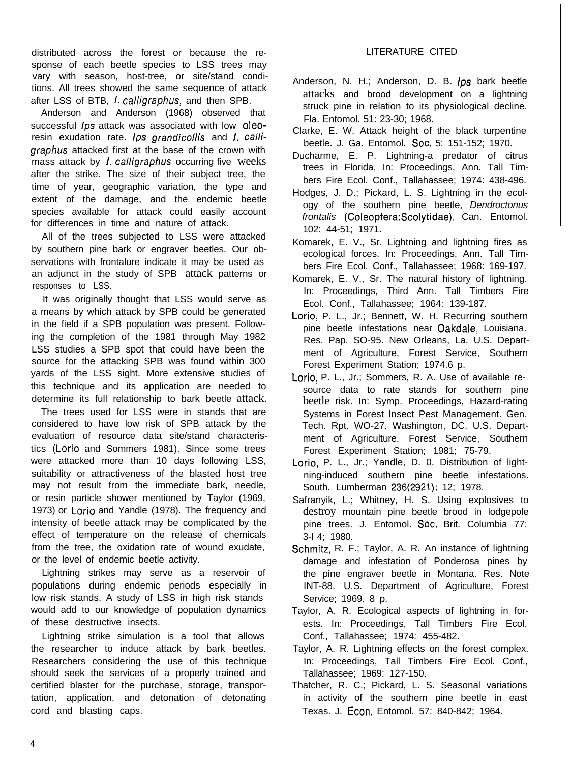distributed across the forest or because the response of each beetle species to LSS trees may vary with season, host-tree, or site/stand conditions. All trees showed the same sequence of attack after LSS of BTB, *I. calligraphus,* and then SPB.

Anderson and Anderson (1968) observed that successful *Ips* attack was associated with low oleoresin exudation rate. *Ips grandicollis* and *I. calligraphus* attacked first at the base of the crown with mass attack by *I. calligraphus* occurring five weeks after the strike. The size of their subject tree, the time of year, geographic variation, the type and extent of the damage, and the endemic beetle species available for attack could easily account for differences in time and nature of attack.

All of the trees subjected to LSS were attacked by southern pine bark or engraver beetles. Our observations with frontalure indicate it may be used as an adjunct in the study of SPB attack patterns or responses to LSS.

It was originally thought that LSS would serve as a means by which attack by SPB could be generated in the field if a SPB population was present. Following the completion of the 1981 through May 1982 LSS studies a SPB spot that could have been the source for the attacking SPB was found within 300 yards of the LSS sight. More extensive studies of this technique and its application are needed to determine its full relationship to bark beetle attack.

The trees used for LSS were in stands that are considered to have low risk of SPB attack by the evaluation of resource data site/stand characteristics (Lorio and Sommers 1981). Since some trees were attacked more than 10 days following LSS, suitability or attractiveness of the blasted host tree may not result from the immediate bark, needle, or resin particle shower mentioned by Taylor (1969, 1973) or Lorio and Yandle (1978). The frequency and intensity of beetle attack may be complicated by the effect of temperature on the release of chemicals from the tree, the oxidation rate of wound exudate, or the level of endemic beetle activity.

Lightning strikes may serve as a reservoir of populations during endemic periods especially in low risk stands. A study of LSS in high risk stands would add to our knowledge of population dynamics of these destructive insects.

Lightning strike simulation is a tool that allows the researcher to induce attack by bark beetles. Researchers considering the use of this technique should seek the services of a properly trained and certified blaster for the purchase, storage, transportation, application, and detonation of detonating cord and blasting caps.

## LITERATURE CITED

Anderson, N. H.; Anderson, D. B. *Ips* bark beetle attacks and brood development on a lightning struck pine in relation to its physiological decline. Fla. Entomol. 51: 23-30; 1968.

Clarke, E. W. Attack height of the black turpentine beetle. J. Ga. Entomol. Soc. 5: 151-152; 1970.

Ducharme, E. P. Lightning-a predator of citrus trees in Florida, In: Proceedings, Ann. Tall Timbers Fire Ecol. Conf., Tallahassee; 1974: 438-496.

Hodges, J. D.; Pickard, L. S. Lightning in the ecology of the southern pine beetle, *Dendroctonus frontalis* (Coleoptera:Scolytidae). Can. Entomol. 102: 44-51; 1971.

Komarek, E. V., Sr. Lightning and lightning fires as ecological forces. In: Proceedings, Ann. Tall Timbers Fire Ecol. Conf., Tallahassee; 1968: 169-197.

Komarek, E. V., Sr. The natural history of lightning. In: Proceedings, Third Ann. Tall Timbers Fire Ecol. Conf., Tallahassee; 1964: 139-187.

Lorio, P. L., Jr.; Bennett, W. H. Recurring southern pine beetle infestations near Oakdale, Louisiana. Res. Pap. SO-95. New Orleans, La. U.S. Department of Agriculture, Forest Service, Southern Forest Experiment Station; 1974.6 p.

Lorio, P. L., Jr.; Sommers, R. A. Use of available resource data to rate stands for southern pine beetle risk. In: Symp. Proceedings, Hazard-rating Systems in Forest Insect Pest Management. Gen. Tech. Rpt. WO-27. Washington, DC. U.S. Department of Agriculture, Forest Service, Southern Forest Experiment Station; 1981; 75-79.

Lorio, P. L., Jr.; Yandle, D. 0. Distribution of lightning-induced southern pine beetle infestations. South. Lumberman 236(2921): 12; 1978.

Safranyik, L.; Whitney, H. S. Using explosives to destroy mountain pine beetle brood in lodgepole pine trees. J. Entomol. Soc. Brit. Columbia 77: 3-l 4; 1980.

Schmitz, R. F.; Taylor, A. R. An instance of lightning damage and infestation of Ponderosa pines by the pine engraver beetle in Montana. Res. Note INT-88. U.S. Department of Agriculture, Forest Service; 1969. 8 p.

Taylor, A. R. Ecological aspects of lightning in forests. In: Proceedings, Tall Timbers Fire Ecol. Conf., Tallahassee; 1974: 455-482.

Taylor, A. R. Lightning effects on the forest complex. In: Proceedings, Tall Timbers Fire Ecol. Conf., Tallahassee; 1969: 127-150.

Thatcher, R. C.; Pickard, L. S. Seasonal variations in activity of the southern pine beetle in east Texas. J. Econ. Entomol. 57: 840-842; 1964.